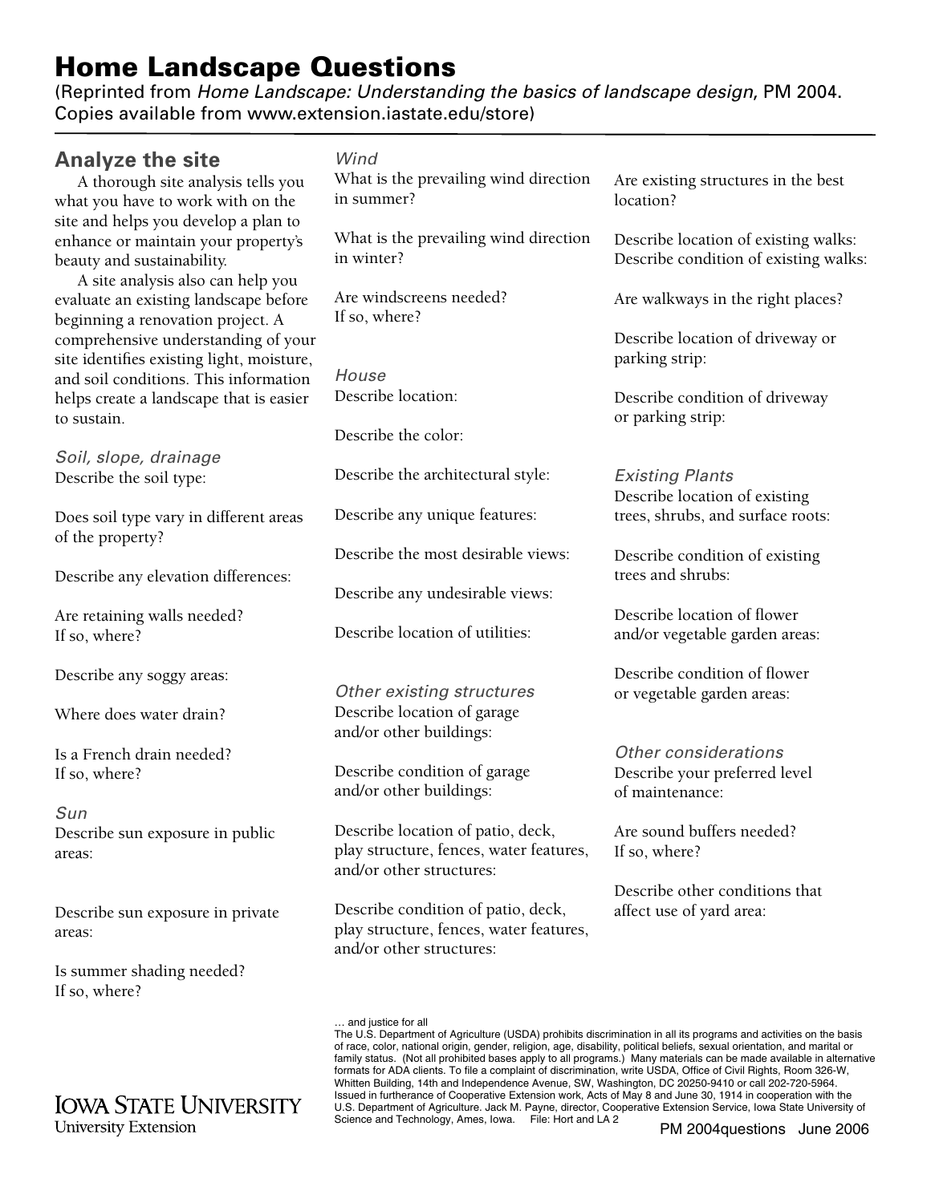# Home Landscape Questions

(Reprinted from *Home Landscape: Understanding the basics of landscape design*, PM 2004. Copies available from www.extension.iastate.edu/store)

## Analyze the site

A thorough site analysis tells you what you have to work with on the site and helps you develop a plan to enhance or maintain your property's beauty and sustainability.

A site analysis also can help you evaluate an existing landscape before beginning a renovation project. A comprehensive understanding of your site identifies existing light, moisture, and soil conditions. This information helps create a landscape that is easier to sustain.

### *Soil, slope, drainage*

Describe the soil type:

Does soil type vary in different areas of the property?

Describe any elevation differences:

Are retaining walls needed? If so, where?

Describe any soggy areas:

Where does water drain?

Is a French drain needed? If so, where?

### *Sun*

Describe sun exposure in public areas:

Describe sun exposure in private areas:

Is summer shading needed? If so, where?

### *Wind*

What is the prevailing wind direction in summer?

What is the prevailing wind direction in winter?

Are windscreens needed? If so, where?

### *House*

Describe location:

Describe the color:

Describe the architectural style:

Describe any unique features:

Describe the most desirable views:

Describe any undesirable views:

Describe location of utilities:

### *Other existing structures*

Describe location of garage and/or other buildings:

Describe condition of garage and/or other buildings:

Describe location of patio, deck, play structure, fences, water features, and/or other structures:

Describe condition of patio, deck, play structure, fences, water features, and/or other structures:

Are existing structures in the best location?

Describe location of existing walks:
Describe condition of existing walks:

Are walkways in the right places?

Describe location of driveway or parking strip:

Describe condition of driveway or parking strip:

### *Existing Plants*

Describe location of existing trees, shrubs, and surface roots:

Describe condition of existing trees and shrubs:

Describe location of flower and/or vegetable garden areas:

Describe condition of flower or vegetable garden areas:

### *Other considerations*

Describe your preferred level of maintenance:

Are sound buffers needed? If so, where?

Describe other conditions that affect use of yard area:

… and justice for all
The U.S. Department of Agriculture (USDA) prohibits discrimination in all its programs and activities on the basis of race, color, national origin, gender, religion, age, disability, political beliefs, sexual orientation, and marital or family status. (Not all prohibited bases apply to all programs.) Many materials can be made available in alternative formats for ADA clients. To file a complaint of discrimination, write USDA, Office of Civil Rights, Room 326-W, Whitten Building, 14th and Independence Avenue, SW, Washington, DC 20250-9410 or call 202-720-5964.
Issued in furtherance of Cooperative Extension work, Acts of May 8 and June 30, 1914 in cooperation with the U.S. Department of Agriculture. Jack M. Payne, director, Cooperative Extension Service, Iowa State University of Science and Technology, Ames, Iowa. File: Hort and LA 2

IOWA STATE UNIVERSITY
University Extension

PM 2004questions June 2006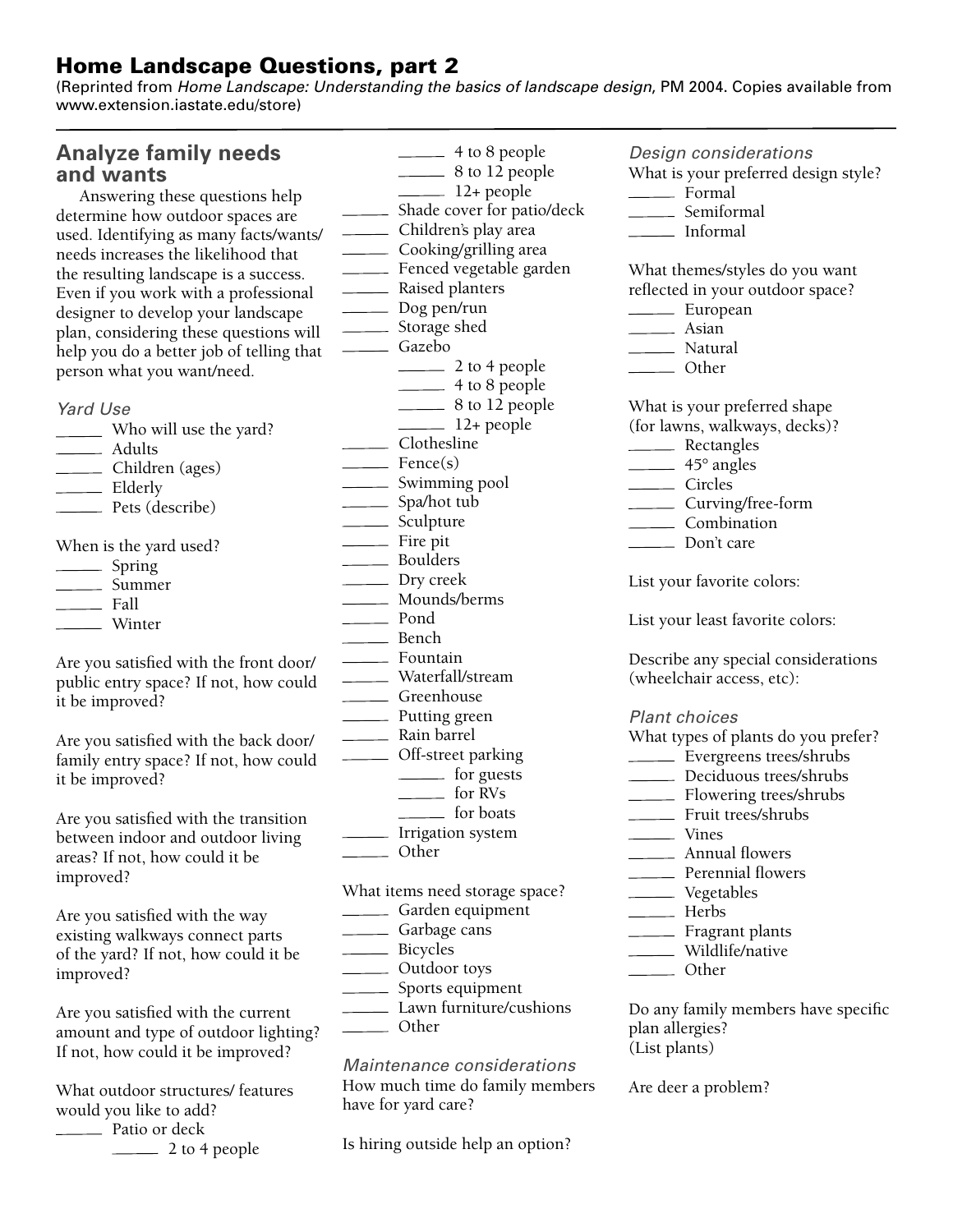## Home Landscape Questions, part 2

(Reprinted from *Home Landscape: Understanding the basics of landscape design*, PM 2004. Copies available from www.extension.iastate.edu/store)

### Analyze family needs and wants

Answering these questions help determine how outdoor spaces are used. Identifying as many facts/wants/needs increases the likelihood that the resulting landscape is a success. Even if you work with a professional designer to develop your landscape plan, considering these questions will help you do a better job of telling that person what you want/need.

*Yard Use*

_____ Who will use the yard?
_____ Adults
_____ Children (ages)
_____ Elderly
_____ Pets (describe)

When is the yard used?
_____ Spring
_____ Summer
_____ Fall
_____ Winter

Are you satisfied with the front door/ public entry space? If not, how could it be improved?

Are you satisfied with the back door/ family entry space? If not, how could it be improved?

Are you satisfied with the transition between indoor and outdoor living areas? If not, how could it be improved?

Are you satisfied with the way existing walkways connect parts of the yard? If not, how could it be improved?

Are you satisfied with the current amount and type of outdoor lighting? If not, how could it be improved?

What outdoor structures/ features would you like to add?
_____ Patio or deck
  _____ 2 to 4 people
  _____ 4 to 8 people
  _____ 8 to 12 people
  _____ 12+ people
_____ Shade cover for patio/deck
_____ Children's play area
_____ Cooking/grilling area
_____ Fenced vegetable garden
_____ Raised planters
_____ Dog pen/run
_____ Storage shed
_____ Gazebo
  _____ 2 to 4 people
  _____ 4 to 8 people
  _____ 8 to 12 people
  _____ 12+ people
_____ Clothesline
_____ Fence(s)
_____ Swimming pool
_____ Spa/hot tub
_____ Sculpture
_____ Fire pit
_____ Boulders
_____ Dry creek
_____ Mounds/berms
_____ Pond
_____ Bench
_____ Fountain
_____ Waterfall/stream
_____ Greenhouse
_____ Putting green
_____ Rain barrel
_____ Off-street parking
  _____ for guests
  _____ for RVs
  _____ for boats
_____ Irrigation system
_____ Other

What items need storage space?
_____ Garden equipment
_____ Garbage cans
_____ Bicycles
_____ Outdoor toys
_____ Sports equipment
_____ Lawn furniture/cushions
_____ Other

*Maintenance considerations*

How much time do family members have for yard care?

Is hiring outside help an option?

*Design considerations*

What is your preferred design style?
_____ Formal
_____ Semiformal
_____ Informal

What themes/styles do you want reflected in your outdoor space?
_____ European
_____ Asian
_____ Natural
_____ Other

What is your preferred shape (for lawns, walkways, decks)?
_____ Rectangles
_____ 45° angles
_____ Circles
_____ Curving/free-form
_____ Combination
_____ Don't care

List your favorite colors:

List your least favorite colors:

Describe any special considerations (wheelchair access, etc):

*Plant choices*

What types of plants do you prefer?
_____ Evergreens trees/shrubs
_____ Deciduous trees/shrubs
_____ Flowering trees/shrubs
_____ Fruit trees/shrubs
_____ Vines
_____ Annual flowers
_____ Perennial flowers
_____ Vegetables
_____ Herbs
_____ Fragrant plants
_____ Wildlife/native
_____ Other

Do any family members have specific plan allergies? (List plants)

Are deer a problem?